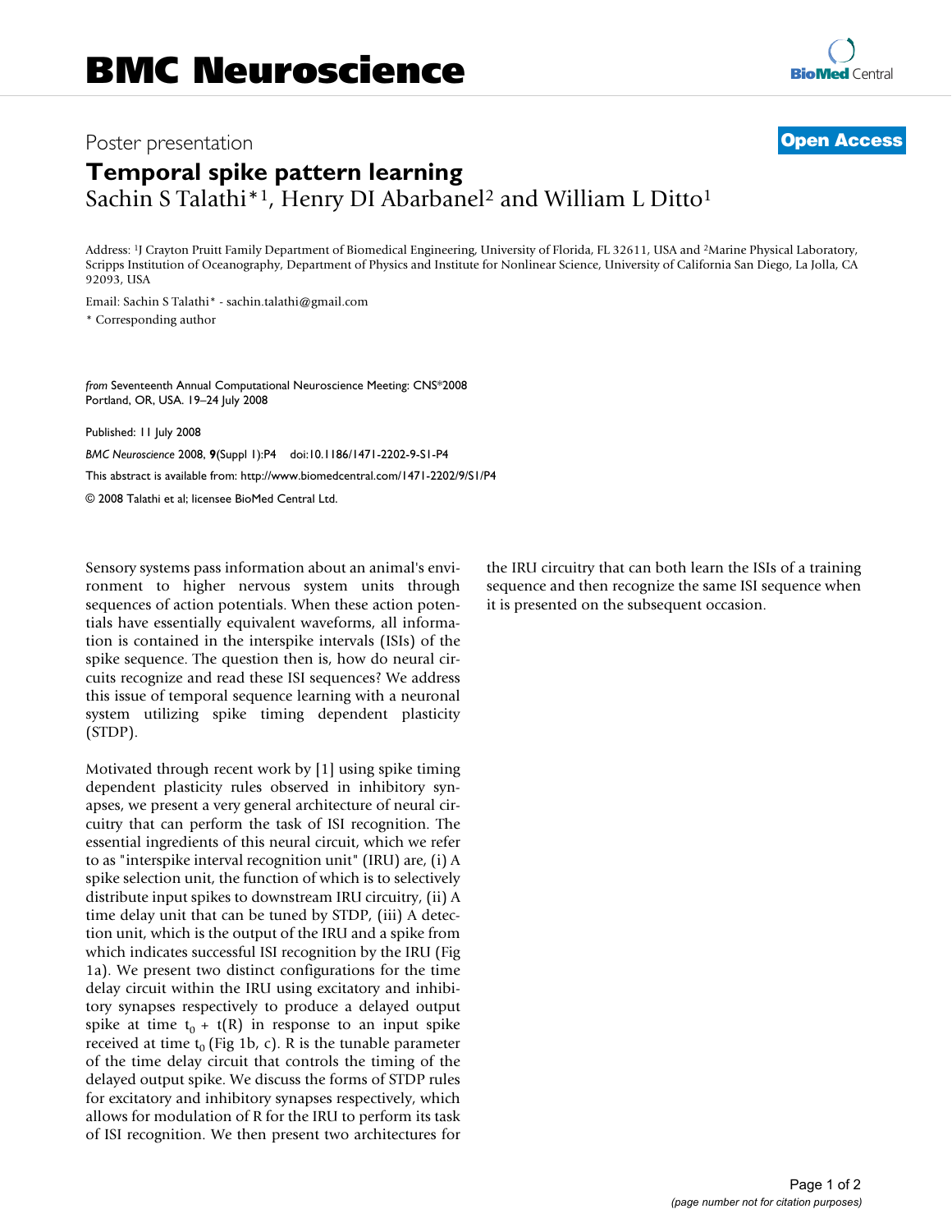# BMC Neuroscience

Poster presentation

**Open Access**

## Temporal spike pattern learning

Sachin S Talathi*[1], Henry DI Abarbanel[2] and William L Ditto[1]

Address: [1]J Crayton Pruitt Family Department of Biomedical Engineering, University of Florida, FL 32611, USA and [2]Marine Physical Laboratory, Scripps Institution of Oceanography, Department of Physics and Institute for Nonlinear Science, University of California San Diego, La Jolla, CA 92093, USA

Email: Sachin S Talathi* - sachin.talathi@gmail.com

* Corresponding author

*from* Seventeenth Annual Computational Neuroscience Meeting: CNS*2008
Portland, OR, USA. 19–24 July 2008

Published: 11 July 2008

*BMC Neuroscience* 2008, **9**(Suppl 1):P4 doi:10.1186/1471-2202-9-S1-P4

This abstract is available from: http://www.biomedcentral.com/1471-2202/9/S1/P4

© 2008 Talathi et al; licensee BioMed Central Ltd.

Sensory systems pass information about an animal's environment to higher nervous system units through sequences of action potentials. When these action potentials have essentially equivalent waveforms, all information is contained in the interspike intervals (ISIs) of the spike sequence. The question then is, how do neural circuits recognize and read these ISI sequences? We address this issue of temporal sequence learning with a neuronal system utilizing spike timing dependent plasticity (STDP).

Motivated through recent work by [1] using spike timing dependent plasticity rules observed in inhibitory synapses, we present a very general architecture of neural circuitry that can perform the task of ISI recognition. The essential ingredients of this neural circuit, which we refer to as "interspike interval recognition unit" (IRU) are, (i) A spike selection unit, the function of which is to selectively distribute input spikes to downstream IRU circuitry, (ii) A time delay unit that can be tuned by STDP, (iii) A detection unit, which is the output of the IRU and a spike from which indicates successful ISI recognition by the IRU (Fig 1a). We present two distinct configurations for the time delay circuit within the IRU using excitatory and inhibitory synapses respectively to produce a delayed output spike at time $t_0 + t(R)$ in response to an input spike received at time $t_0$ (Fig 1b, c). R is the tunable parameter of the time delay circuit that controls the timing of the delayed output spike. We discuss the forms of STDP rules for excitatory and inhibitory synapses respectively, which allows for modulation of R for the IRU to perform its task of ISI recognition. We then present two architectures for the IRU circuitry that can both learn the ISIs of a training sequence and then recognize the same ISI sequence when it is presented on the subsequent occasion.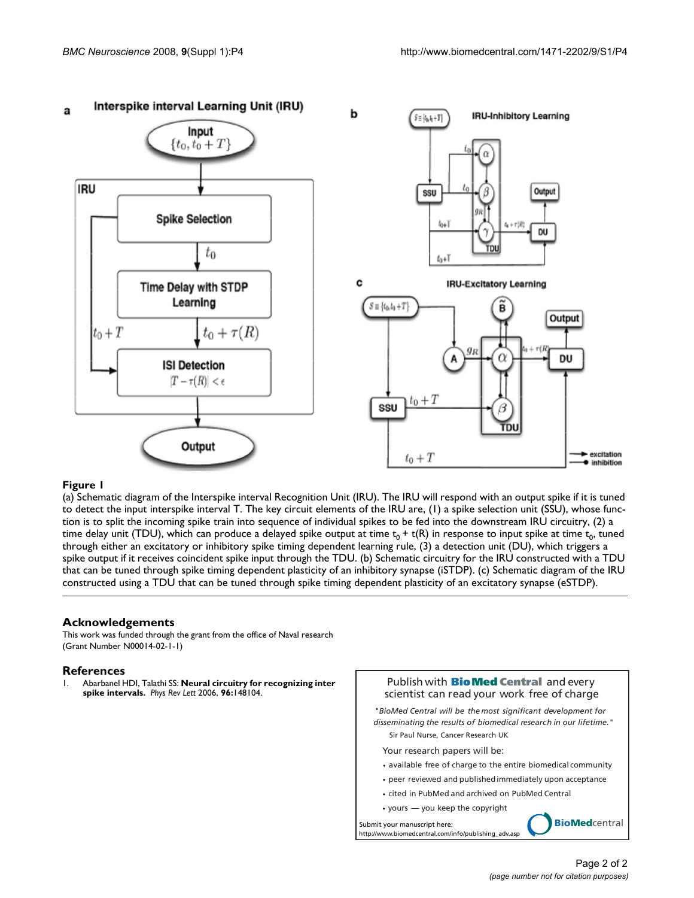**Figure 1**

(a) Schematic diagram of the Interspike interval Recognition Unit (IRU). The IRU will respond with an output spike if it is tuned to detect the input interspike interval T. The key circuit elements of the IRU are, (1) a spike selection unit (SSU), whose function is to split the incoming spike train into sequence of individual spikes to be fed into the downstream IRU circuitry, (2) a time delay unit (TDU), which can produce a delayed spike output at time $t_0 + t(R)$ in response to input spike at time $t_0$, tuned through either an excitatory or inhibitory spike timing dependent learning rule, (3) a detection unit (DU), which triggers a spike output if it receives coincident spike input through the TDU. (b) Schematic circuitry for the IRU constructed with a TDU that can be tuned through spike timing dependent plasticity of an inhibitory synapse (iSTDP). (c) Schematic diagram of the IRU constructed using a TDU that can be tuned through spike timing dependent plasticity of an excitatory synapse (eSTDP).

## Acknowledgements

This work was funded through the grant from the office of Naval research (Grant Number N00014-02-1-1)

## References

1. Abarbanel HDI, Talathi SS: **Neural circuitry for recognizing inter spike intervals.** *Phys Rev Lett* 2006, **96:**148104.

Publish with **BioMed Central** and every scientist can read your work free of charge

*"BioMed Central will be the most significant development for disseminating the results of biomedical research in our lifetime."*

Sir Paul Nurse, Cancer Research UK

Your research papers will be:

- available free of charge to the entire biomedical community
- peer reviewed and published immediately upon acceptance
- cited in PubMed and archived on PubMed Central
- yours — you keep the copyright

Submit your manuscript here:
http://www.biomedcentral.com/info/publishing_adv.asp